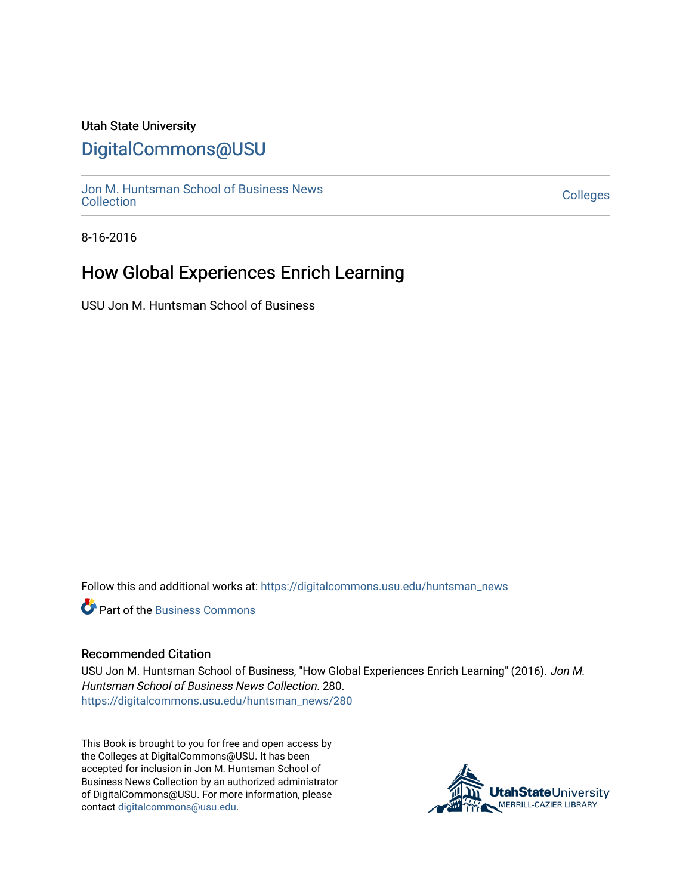Utah State University

# DigitalCommons@USU

Jon M. Huntsman School of Business News Collection

Colleges

8-16-2016

## How Global Experiences Enrich Learning

USU Jon M. Huntsman School of Business

Follow this and additional works at: https://digitalcommons.usu.edu/huntsman_news

Part of the Business Commons

### Recommended Citation

USU Jon M. Huntsman School of Business, "How Global Experiences Enrich Learning" (2016). *Jon M. Huntsman School of Business News Collection*. 280.
https://digitalcommons.usu.edu/huntsman_news/280

This Book is brought to you for free and open access by the Colleges at DigitalCommons@USU. It has been accepted for inclusion in Jon M. Huntsman School of Business News Collection by an authorized administrator of DigitalCommons@USU. For more information, please contact digitalcommons@usu.edu.

UtahStateUniversity MERRILL-CAZIER LIBRARY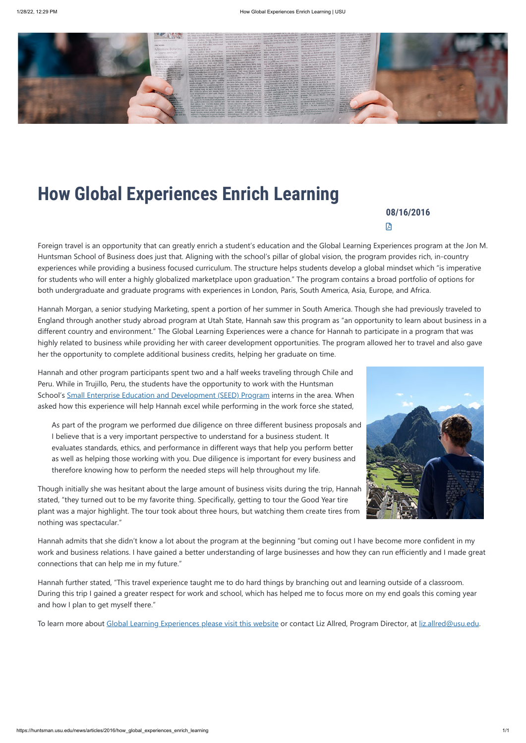# How Global Experiences Enrich Learning

**08/16/2016**

Foreign travel is an opportunity that can greatly enrich a student's education and the Global Learning Experiences program at the Jon M. Huntsman School of Business does just that. Aligning with the school's pillar of global vision, the program provides rich, in-country experiences while providing a business focused curriculum. The structure helps students develop a global mindset which "is imperative for students who will enter a highly globalized marketplace upon graduation." The program contains a broad portfolio of options for both undergraduate and graduate programs with experiences in London, Paris, South America, Asia, Europe, and Africa.

Hannah Morgan, a senior studying Marketing, spent a portion of her summer in South America. Though she had previously traveled to England through another study abroad program at Utah State, Hannah saw this program as "an opportunity to learn about business in a different country and environment." The Global Learning Experiences were a chance for Hannah to participate in a program that was highly related to business while providing her with career development opportunities. The program allowed her to travel and also gave her the opportunity to complete additional business credits, helping her graduate on time.

Hannah and other program participants spent two and a half weeks traveling through Chile and Peru. While in Trujillo, Peru, the students have the opportunity to work with the Huntsman School's [Small Enterprise Education and Development (SEED) Program] interns in the area. When asked how this experience will help Hannah excel while performing in the work force she stated,

> As part of the program we performed due diligence on three different business proposals and I believe that is a very important perspective to understand for a business student. It evaluates standards, ethics, and performance in different ways that help you perform better as well as helping those working with you. Due diligence is important for every business and therefore knowing how to perform the needed steps will help throughout my life.

Though initially she was hesitant about the large amount of business visits during the trip, Hannah stated, "they turned out to be my favorite thing. Specifically, getting to tour the Good Year tire plant was a major highlight. The tour took about three hours, but watching them create tires from nothing was spectacular."

Hannah admits that she didn't know a lot about the program at the beginning "but coming out I have become more confident in my work and business relations. I have gained a better understanding of large businesses and how they can run efficiently and I made great connections that can help me in my future."

Hannah further stated, "This travel experience taught me to do hard things by branching out and learning outside of a classroom. During this trip I gained a greater respect for work and school, which has helped me to focus more on my end goals this coming year and how I plan to get myself there."

To learn more about [Global Learning Experiences please visit this website] or contact Liz Allred, Program Director, at liz.allred@usu.edu.